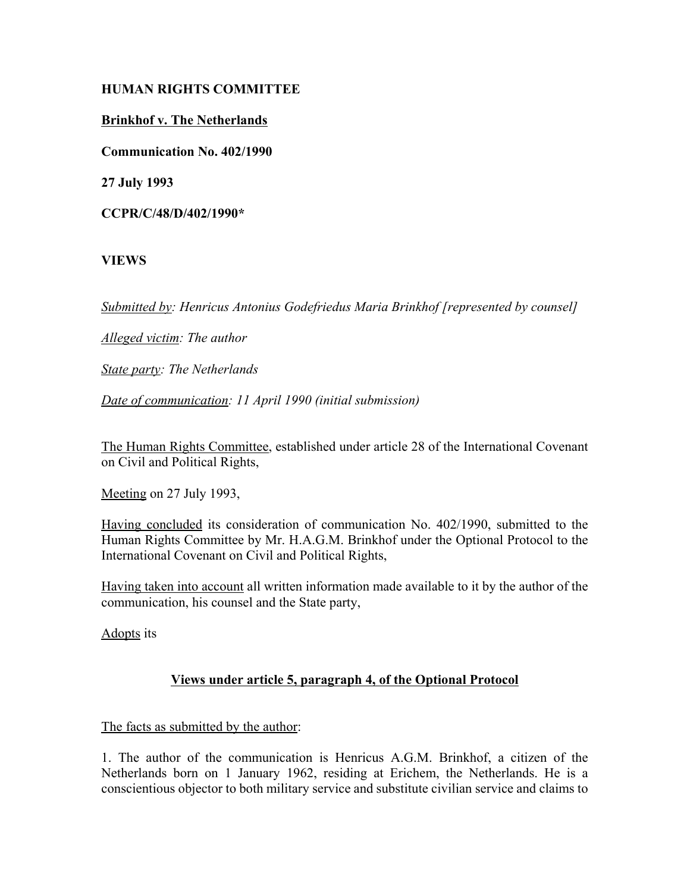**HUMAN RIGHTS COMMITTEE**

**Brinkhof v. The Netherlands**

**Communication No. 402/1990**

**27 July 1993**

**CCPR/C/48/D/402/1990***

**VIEWS**

*Submitted by: Henricus Antonius Godefriedus Maria Brinkhof [represented by counsel]*

*Alleged victim: The author*

*State party: The Netherlands*

*Date of communication: 11 April 1990 (initial submission)*

The Human Rights Committee, established under article 28 of the International Covenant on Civil and Political Rights,

Meeting on 27 July 1993,

Having concluded its consideration of communication No. 402/1990, submitted to the Human Rights Committee by Mr. H.A.G.M. Brinkhof under the Optional Protocol to the International Covenant on Civil and Political Rights,

Having taken into account all written information made available to it by the author of the communication, his counsel and the State party,

Adopts its

## Views under article 5, paragraph 4, of the Optional Protocol

The facts as submitted by the author:

1. The author of the communication is Henricus A.G.M. Brinkhof, a citizen of the Netherlands born on 1 January 1962, residing at Erichem, the Netherlands. He is a conscientious objector to both military service and substitute civilian service and claims to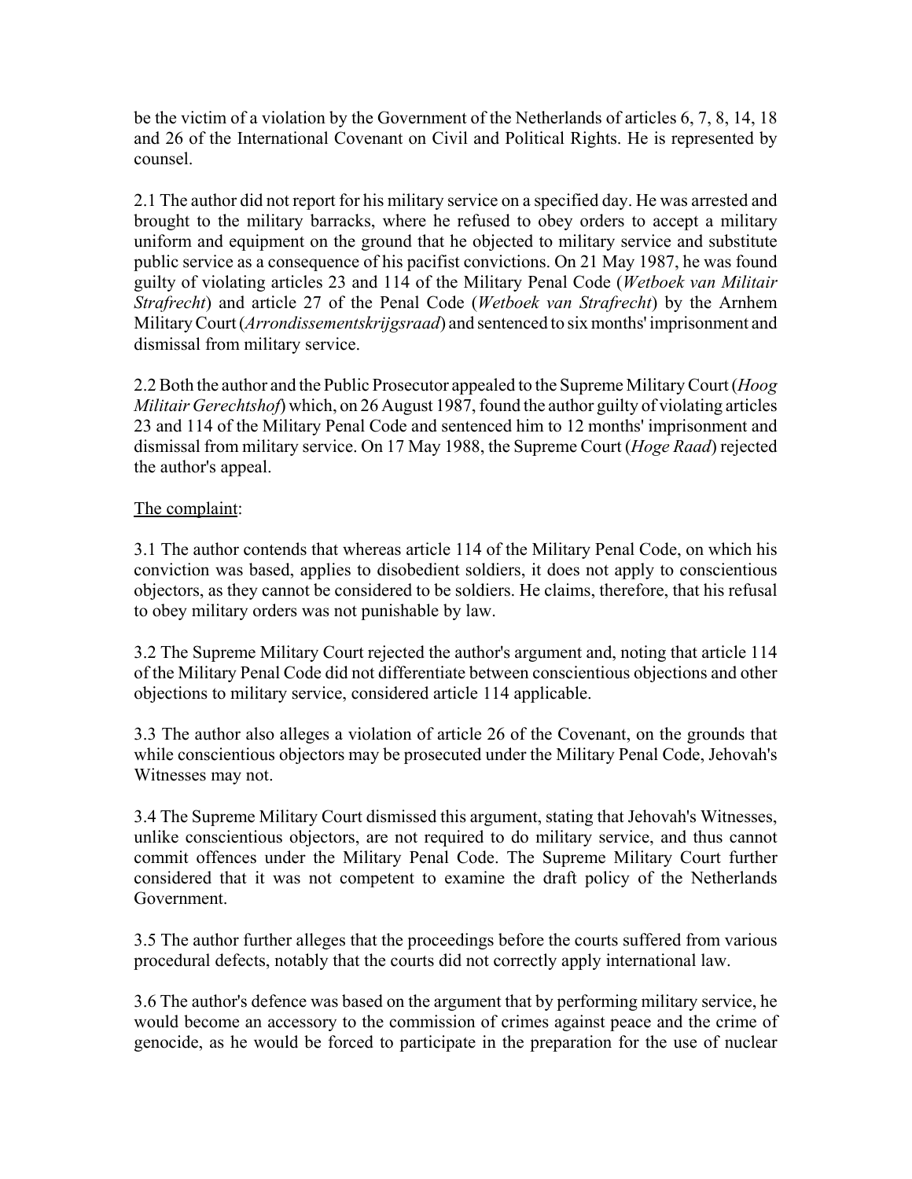be the victim of a violation by the Government of the Netherlands of articles 6, 7, 8, 14, 18 and 26 of the International Covenant on Civil and Political Rights. He is represented by counsel.

2.1 The author did not report for his military service on a specified day. He was arrested and brought to the military barracks, where he refused to obey orders to accept a military uniform and equipment on the ground that he objected to military service and substitute public service as a consequence of his pacifist convictions. On 21 May 1987, he was found guilty of violating articles 23 and 114 of the Military Penal Code (*Wetboek van Militair Strafrecht*) and article 27 of the Penal Code (*Wetboek van Strafrecht*) by the Arnhem Military Court (*Arrondissementskrijgsraad*) and sentenced to six months' imprisonment and dismissal from military service.

2.2 Both the author and the Public Prosecutor appealed to the Supreme Military Court (*Hoog Militair Gerechtshof*) which, on 26 August 1987, found the author guilty of violating articles 23 and 114 of the Military Penal Code and sentenced him to 12 months' imprisonment and dismissal from military service. On 17 May 1988, the Supreme Court (*Hoge Raad*) rejected the author's appeal.

<u>The complaint</u>:

3.1 The author contends that whereas article 114 of the Military Penal Code, on which his conviction was based, applies to disobedient soldiers, it does not apply to conscientious objectors, as they cannot be considered to be soldiers. He claims, therefore, that his refusal to obey military orders was not punishable by law.

3.2 The Supreme Military Court rejected the author's argument and, noting that article 114 of the Military Penal Code did not differentiate between conscientious objections and other objections to military service, considered article 114 applicable.

3.3 The author also alleges a violation of article 26 of the Covenant, on the grounds that while conscientious objectors may be prosecuted under the Military Penal Code, Jehovah's Witnesses may not.

3.4 The Supreme Military Court dismissed this argument, stating that Jehovah's Witnesses, unlike conscientious objectors, are not required to do military service, and thus cannot commit offences under the Military Penal Code. The Supreme Military Court further considered that it was not competent to examine the draft policy of the Netherlands Government.

3.5 The author further alleges that the proceedings before the courts suffered from various procedural defects, notably that the courts did not correctly apply international law.

3.6 The author's defence was based on the argument that by performing military service, he would become an accessory to the commission of crimes against peace and the crime of genocide, as he would be forced to participate in the preparation for the use of nuclear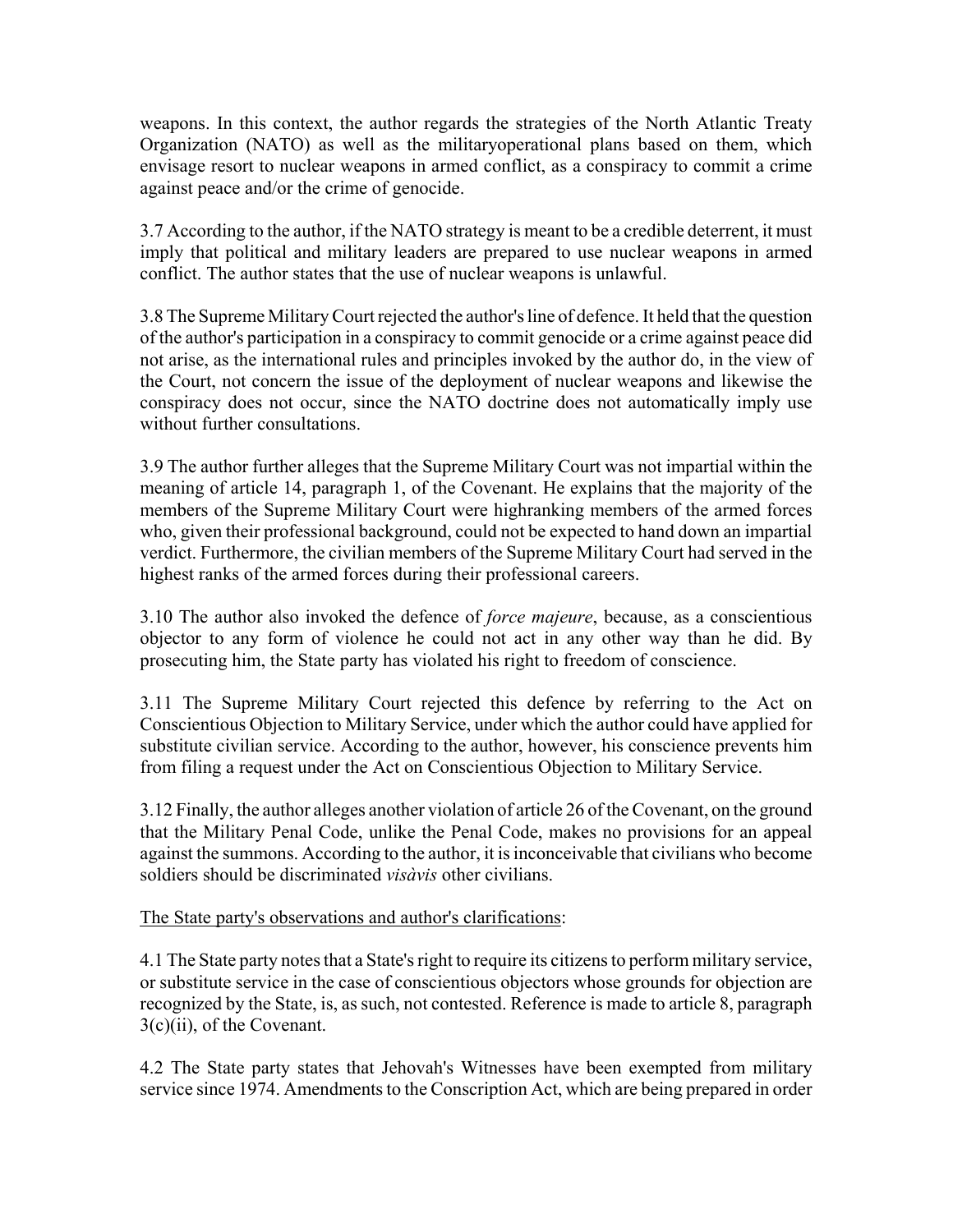weapons. In this context, the author regards the strategies of the North Atlantic Treaty Organization (NATO) as well as the militaryoperational plans based on them, which envisage resort to nuclear weapons in armed conflict, as a conspiracy to commit a crime against peace and/or the crime of genocide.

3.7 According to the author, if the NATO strategy is meant to be a credible deterrent, it must imply that political and military leaders are prepared to use nuclear weapons in armed conflict. The author states that the use of nuclear weapons is unlawful.

3.8 The Supreme Military Court rejected the author's line of defence. It held that the question of the author's participation in a conspiracy to commit genocide or a crime against peace did not arise, as the international rules and principles invoked by the author do, in the view of the Court, not concern the issue of the deployment of nuclear weapons and likewise the conspiracy does not occur, since the NATO doctrine does not automatically imply use without further consultations.

3.9 The author further alleges that the Supreme Military Court was not impartial within the meaning of article 14, paragraph 1, of the Covenant. He explains that the majority of the members of the Supreme Military Court were highranking members of the armed forces who, given their professional background, could not be expected to hand down an impartial verdict. Furthermore, the civilian members of the Supreme Military Court had served in the highest ranks of the armed forces during their professional careers.

3.10 The author also invoked the defence of *force majeure*, because, as a conscientious objector to any form of violence he could not act in any other way than he did. By prosecuting him, the State party has violated his right to freedom of conscience.

3.11 The Supreme Military Court rejected this defence by referring to the Act on Conscientious Objection to Military Service, under which the author could have applied for substitute civilian service. According to the author, however, his conscience prevents him from filing a request under the Act on Conscientious Objection to Military Service.

3.12 Finally, the author alleges another violation of article 26 of the Covenant, on the ground that the Military Penal Code, unlike the Penal Code, makes no provisions for an appeal against the summons. According to the author, it is inconceivable that civilians who become soldiers should be discriminated *visàvis* other civilians.

<u>The State party's observations and author's clarifications</u>:

4.1 The State party notes that a State's right to require its citizens to perform military service, or substitute service in the case of conscientious objectors whose grounds for objection are recognized by the State, is, as such, not contested. Reference is made to article 8, paragraph 3(c)(ii), of the Covenant.

4.2 The State party states that Jehovah's Witnesses have been exempted from military service since 1974. Amendments to the Conscription Act, which are being prepared in order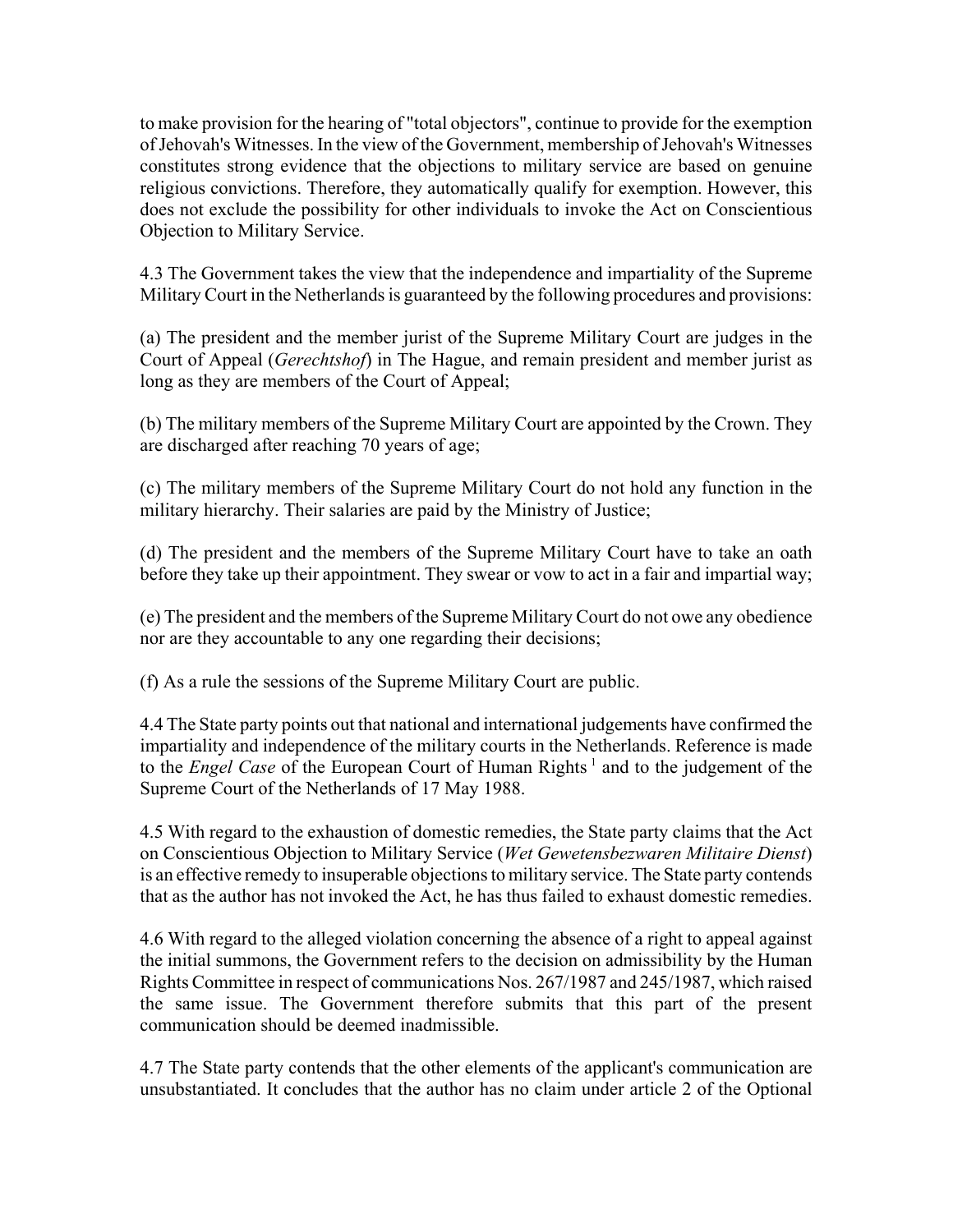to make provision for the hearing of "total objectors", continue to provide for the exemption of Jehovah's Witnesses. In the view of the Government, membership of Jehovah's Witnesses constitutes strong evidence that the objections to military service are based on genuine religious convictions. Therefore, they automatically qualify for exemption. However, this does not exclude the possibility for other individuals to invoke the Act on Conscientious Objection to Military Service.

4.3 The Government takes the view that the independence and impartiality of the Supreme Military Court in the Netherlands is guaranteed by the following procedures and provisions:

(a) The president and the member jurist of the Supreme Military Court are judges in the Court of Appeal (*Gerechtshof*) in The Hague, and remain president and member jurist as long as they are members of the Court of Appeal;

(b) The military members of the Supreme Military Court are appointed by the Crown. They are discharged after reaching 70 years of age;

(c) The military members of the Supreme Military Court do not hold any function in the military hierarchy. Their salaries are paid by the Ministry of Justice;

(d) The president and the members of the Supreme Military Court have to take an oath before they take up their appointment. They swear or vow to act in a fair and impartial way;

(e) The president and the members of the Supreme Military Court do not owe any obedience nor are they accountable to any one regarding their decisions;

(f) As a rule the sessions of the Supreme Military Court are public.

4.4 The State party points out that national and international judgements have confirmed the impartiality and independence of the military courts in the Netherlands. Reference is made to the *Engel Case* of the European Court of Human Rights [1] and to the judgement of the Supreme Court of the Netherlands of 17 May 1988.

4.5 With regard to the exhaustion of domestic remedies, the State party claims that the Act on Conscientious Objection to Military Service (*Wet Gewetensbezwaren Militaire Dienst*) is an effective remedy to insuperable objections to military service. The State party contends that as the author has not invoked the Act, he has thus failed to exhaust domestic remedies.

4.6 With regard to the alleged violation concerning the absence of a right to appeal against the initial summons, the Government refers to the decision on admissibility by the Human Rights Committee in respect of communications Nos. 267/1987 and 245/1987, which raised the same issue. The Government therefore submits that this part of the present communication should be deemed inadmissible.

4.7 The State party contends that the other elements of the applicant's communication are unsubstantiated. It concludes that the author has no claim under article 2 of the Optional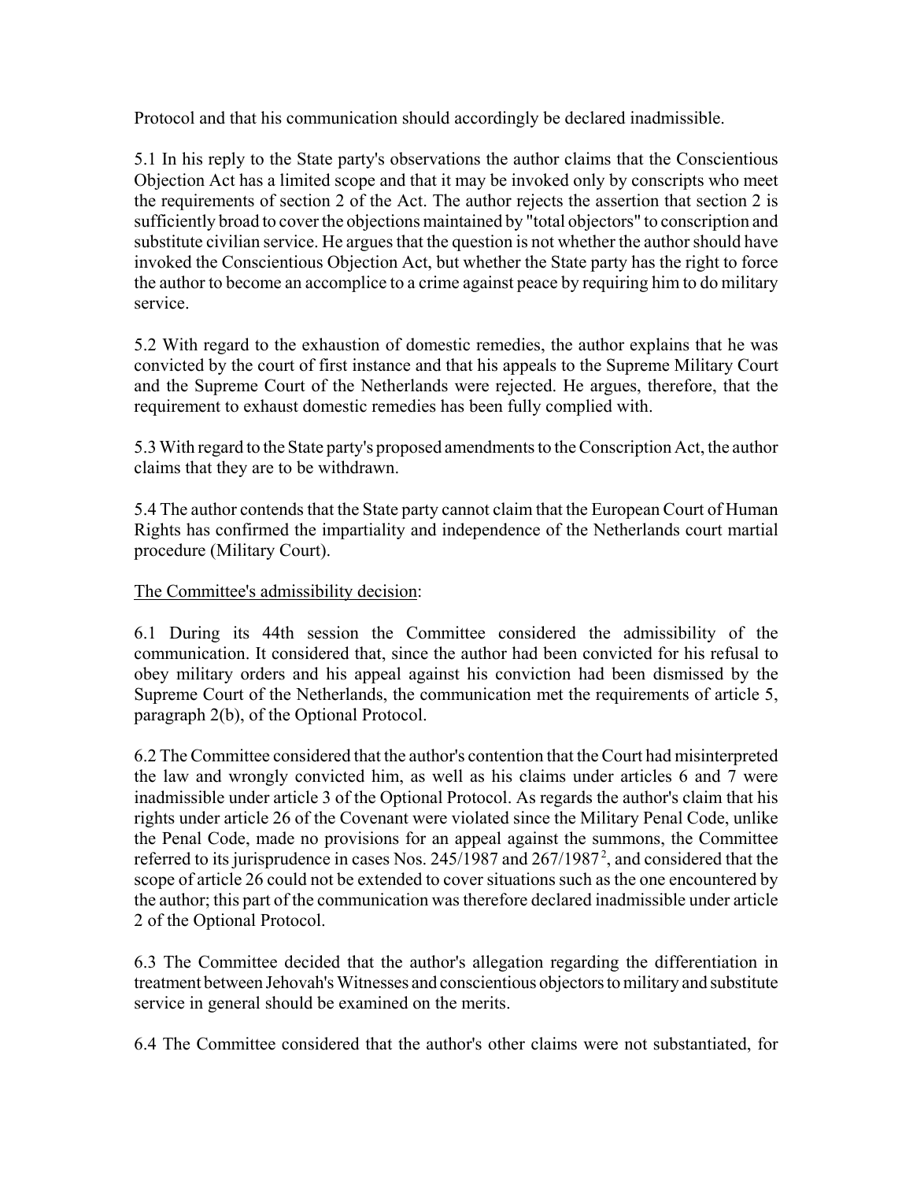Protocol and that his communication should accordingly be declared inadmissible.

5.1 In his reply to the State party's observations the author claims that the Conscientious Objection Act has a limited scope and that it may be invoked only by conscripts who meet the requirements of section 2 of the Act. The author rejects the assertion that section 2 is sufficiently broad to cover the objections maintained by "total objectors" to conscription and substitute civilian service. He argues that the question is not whether the author should have invoked the Conscientious Objection Act, but whether the State party has the right to force the author to become an accomplice to a crime against peace by requiring him to do military service.

5.2 With regard to the exhaustion of domestic remedies, the author explains that he was convicted by the court of first instance and that his appeals to the Supreme Military Court and the Supreme Court of the Netherlands were rejected. He argues, therefore, that the requirement to exhaust domestic remedies has been fully complied with.

5.3 With regard to the State party's proposed amendments to the Conscription Act, the author claims that they are to be withdrawn.

5.4 The author contends that the State party cannot claim that the European Court of Human Rights has confirmed the impartiality and independence of the Netherlands court martial procedure (Military Court).

<u>The Committee's admissibility decision</u>:

6.1 During its 44th session the Committee considered the admissibility of the communication. It considered that, since the author had been convicted for his refusal to obey military orders and his appeal against his conviction had been dismissed by the Supreme Court of the Netherlands, the communication met the requirements of article 5, paragraph 2(b), of the Optional Protocol.

6.2 The Committee considered that the author's contention that the Court had misinterpreted the law and wrongly convicted him, as well as his claims under articles 6 and 7 were inadmissible under article 3 of the Optional Protocol. As regards the author's claim that his rights under article 26 of the Covenant were violated since the Military Penal Code, unlike the Penal Code, made no provisions for an appeal against the summons, the Committee referred to its jurisprudence in cases Nos. 245/1987 and 267/1987[2], and considered that the scope of article 26 could not be extended to cover situations such as the one encountered by the author; this part of the communication was therefore declared inadmissible under article 2 of the Optional Protocol.

6.3 The Committee decided that the author's allegation regarding the differentiation in treatment between Jehovah's Witnesses and conscientious objectors to military and substitute service in general should be examined on the merits.

6.4 The Committee considered that the author's other claims were not substantiated, for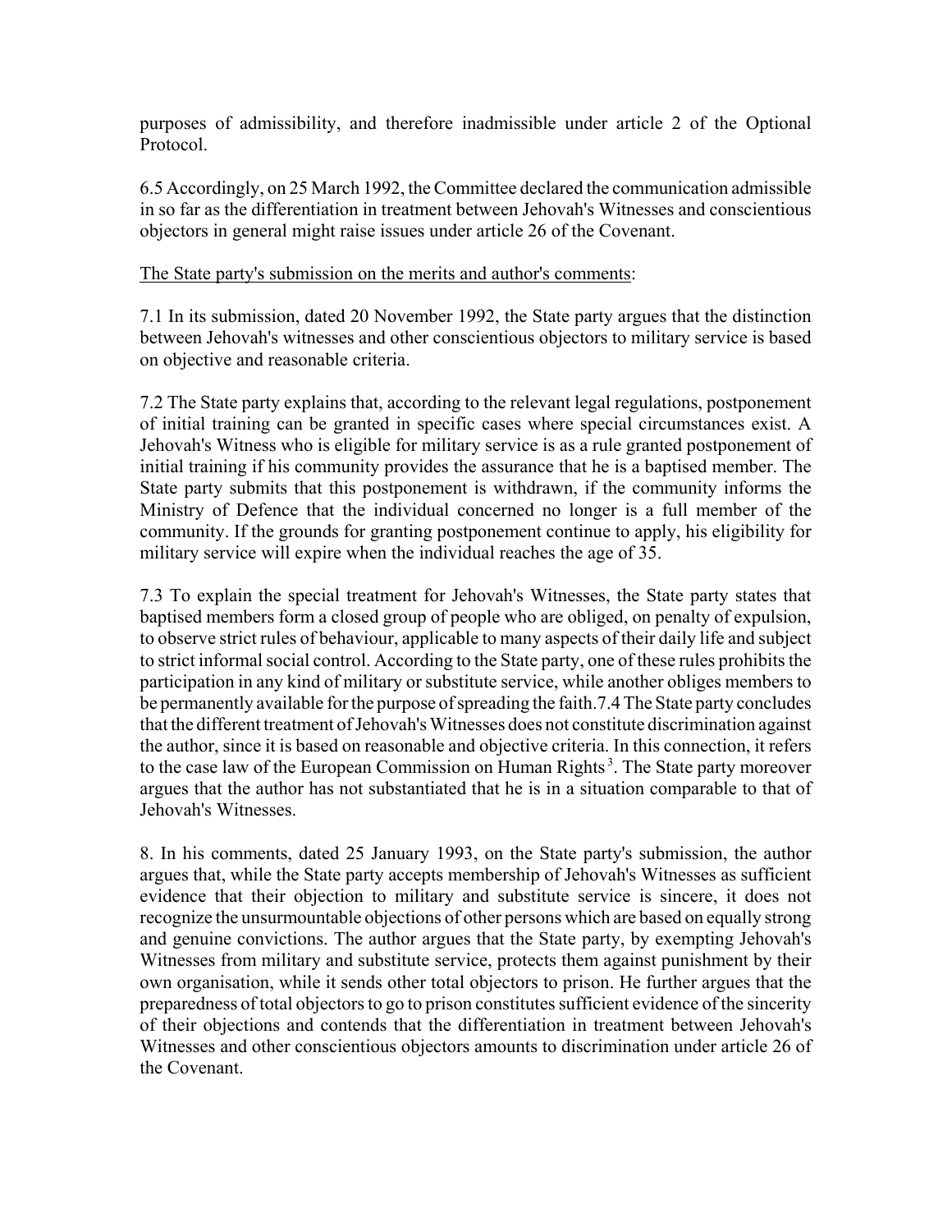purposes of admissibility, and therefore inadmissible under article 2 of the Optional Protocol.

6.5 Accordingly, on 25 March 1992, the Committee declared the communication admissible in so far as the differentiation in treatment between Jehovah's Witnesses and conscientious objectors in general might raise issues under article 26 of the Covenant.

<u>The State party's submission on the merits and author's comments</u>:

7.1 In its submission, dated 20 November 1992, the State party argues that the distinction between Jehovah's witnesses and other conscientious objectors to military service is based on objective and reasonable criteria.

7.2 The State party explains that, according to the relevant legal regulations, postponement of initial training can be granted in specific cases where special circumstances exist. A Jehovah's Witness who is eligible for military service is as a rule granted postponement of initial training if his community provides the assurance that he is a baptised member. The State party submits that this postponement is withdrawn, if the community informs the Ministry of Defence that the individual concerned no longer is a full member of the community. If the grounds for granting postponement continue to apply, his eligibility for military service will expire when the individual reaches the age of 35.

7.3 To explain the special treatment for Jehovah's Witnesses, the State party states that baptised members form a closed group of people who are obliged, on penalty of expulsion, to observe strict rules of behaviour, applicable to many aspects of their daily life and subject to strict informal social control. According to the State party, one of these rules prohibits the participation in any kind of military or substitute service, while another obliges members to be permanently available for the purpose of spreading the faith.

7.4 The State party concludes that the different treatment of Jehovah's Witnesses does not constitute discrimination against the author, since it is based on reasonable and objective criteria. In this connection, it refers to the case law of the European Commission on Human Rights[3]. The State party moreover argues that the author has not substantiated that he is in a situation comparable to that of Jehovah's Witnesses.

8. In his comments, dated 25 January 1993, on the State party's submission, the author argues that, while the State party accepts membership of Jehovah's Witnesses as sufficient evidence that their objection to military and substitute service is sincere, it does not recognize the unsurmountable objections of other persons which are based on equally strong and genuine convictions. The author argues that the State party, by exempting Jehovah's Witnesses from military and substitute service, protects them against punishment by their own organisation, while it sends other total objectors to prison. He further argues that the preparedness of total objectors to go to prison constitutes sufficient evidence of the sincerity of their objections and contends that the differentiation in treatment between Jehovah's Witnesses and other conscientious objectors amounts to discrimination under article 26 of the Covenant.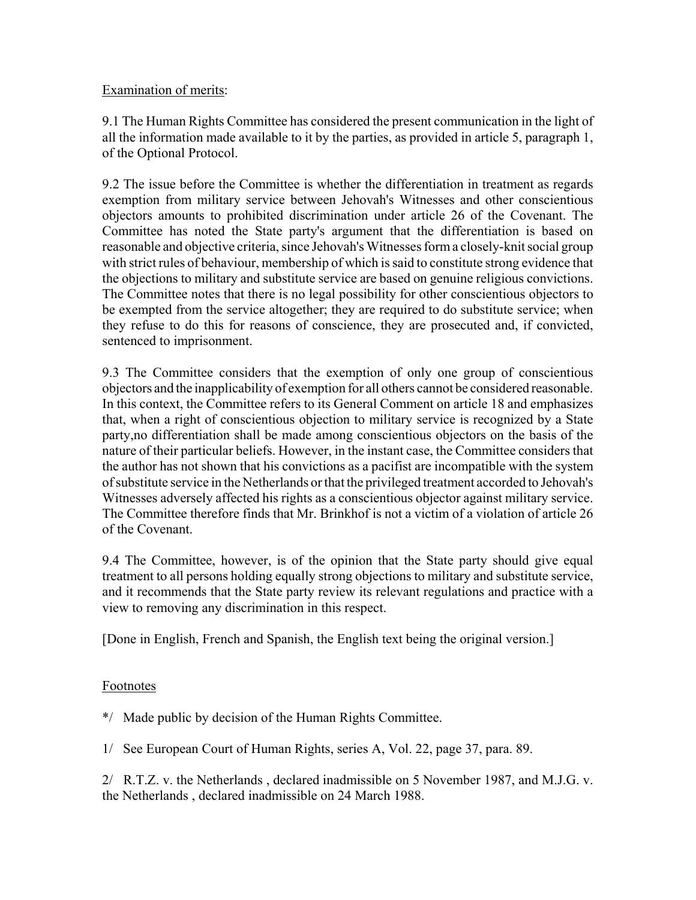Examination of merits:

9.1 The Human Rights Committee has considered the present communication in the light of all the information made available to it by the parties, as provided in article 5, paragraph 1, of the Optional Protocol.

9.2 The issue before the Committee is whether the differentiation in treatment as regards exemption from military service between Jehovah's Witnesses and other conscientious objectors amounts to prohibited discrimination under article 26 of the Covenant. The Committee has noted the State party's argument that the differentiation is based on reasonable and objective criteria, since Jehovah's Witnesses form a closely-knit social group with strict rules of behaviour, membership of which is said to constitute strong evidence that the objections to military and substitute service are based on genuine religious convictions. The Committee notes that there is no legal possibility for other conscientious objectors to be exempted from the service altogether; they are required to do substitute service; when they refuse to do this for reasons of conscience, they are prosecuted and, if convicted, sentenced to imprisonment.

9.3 The Committee considers that the exemption of only one group of conscientious objectors and the inapplicability of exemption for all others cannot be considered reasonable. In this context, the Committee refers to its General Comment on article 18 and emphasizes that, when a right of conscientious objection to military service is recognized by a State party,no differentiation shall be made among conscientious objectors on the basis of the nature of their particular beliefs. However, in the instant case, the Committee considers that the author has not shown that his convictions as a pacifist are incompatible with the system of substitute service in the Netherlands or that the privileged treatment accorded to Jehovah's Witnesses adversely affected his rights as a conscientious objector against military service. The Committee therefore finds that Mr. Brinkhof is not a victim of a violation of article 26 of the Covenant.

9.4 The Committee, however, is of the opinion that the State party should give equal treatment to all persons holding equally strong objections to military and substitute service, and it recommends that the State party review its relevant regulations and practice with a view to removing any discrimination in this respect.

[Done in English, French and Spanish, the English text being the original version.]

Footnotes

*/ Made public by decision of the Human Rights Committee.

1/ See European Court of Human Rights, series A, Vol. 22, page 37, para. 89.

2/ R.T.Z. v. the Netherlands , declared inadmissible on 5 November 1987, and M.J.G. v. the Netherlands , declared inadmissible on 24 March 1988.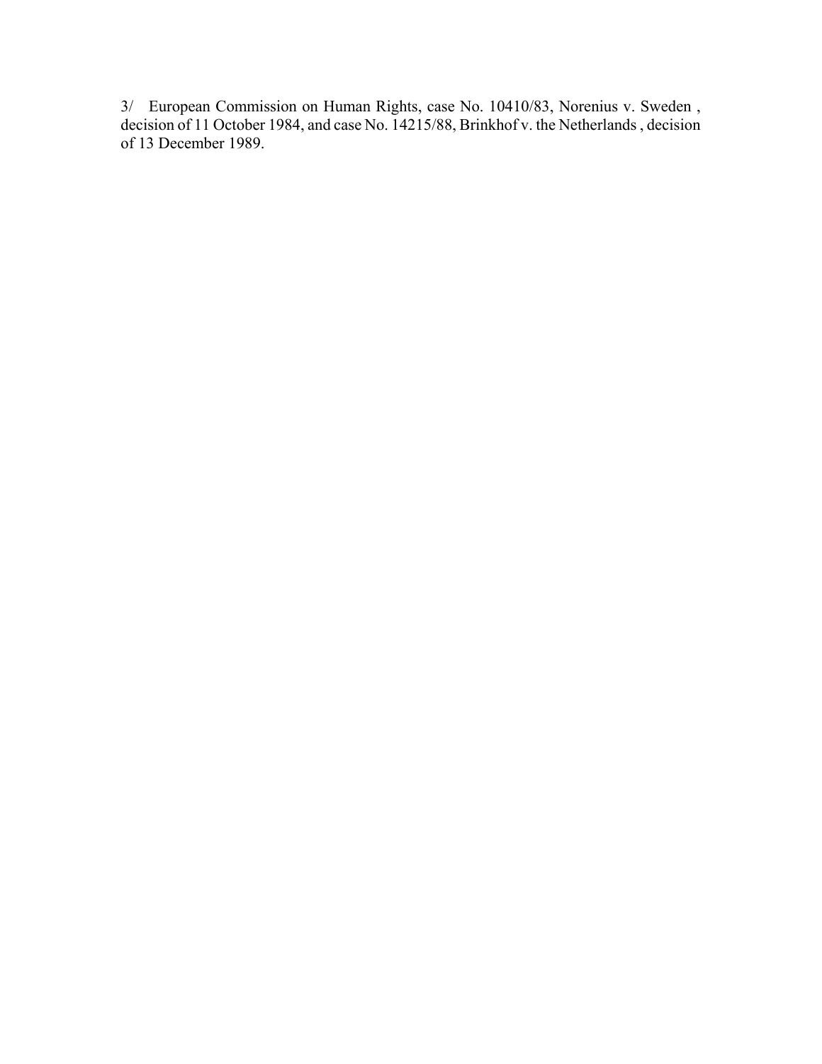3/ European Commission on Human Rights, case No. 10410/83, Norenius v. Sweden , decision of 11 October 1984, and case No. 14215/88, Brinkhof v. the Netherlands , decision of 13 December 1989.